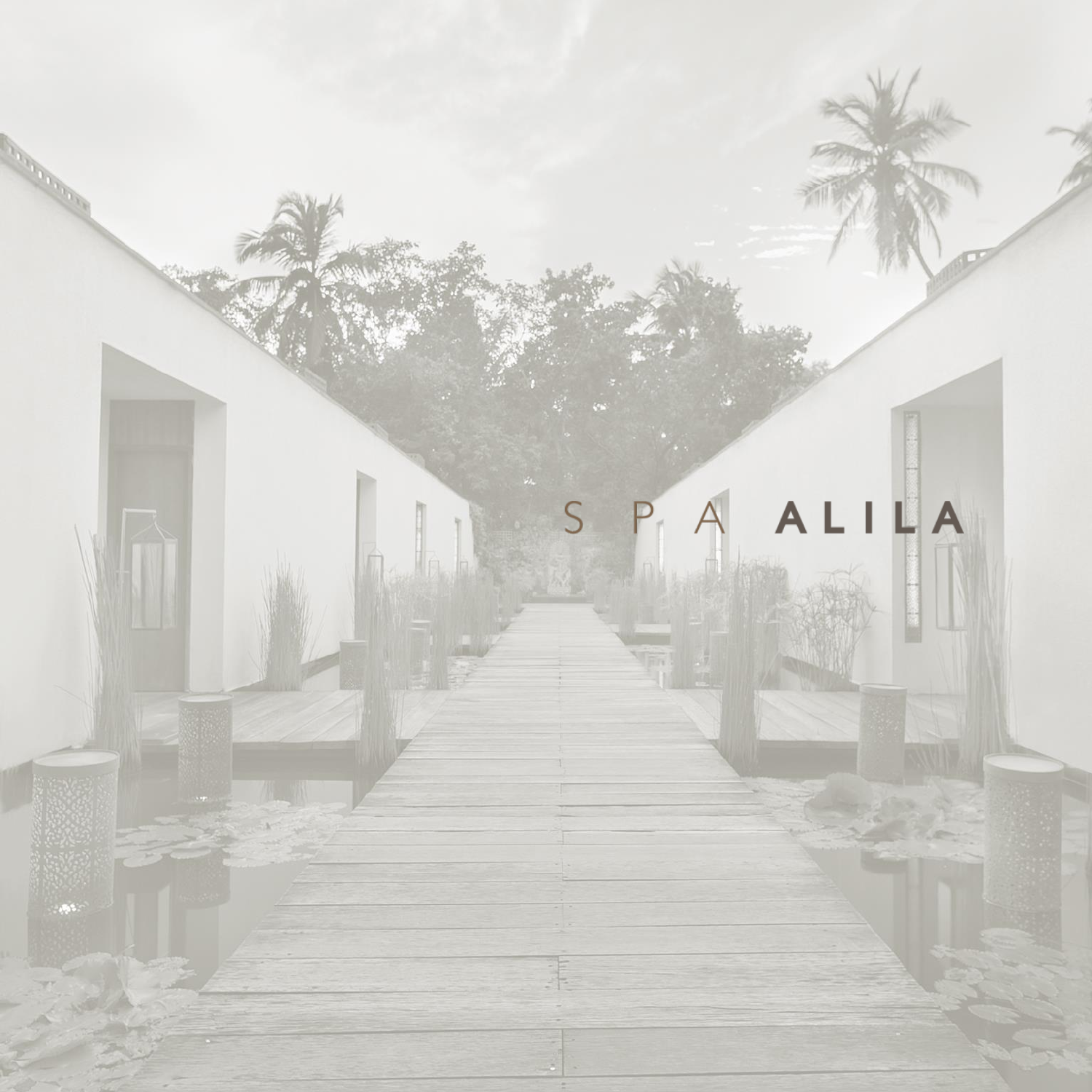# SPA ALILA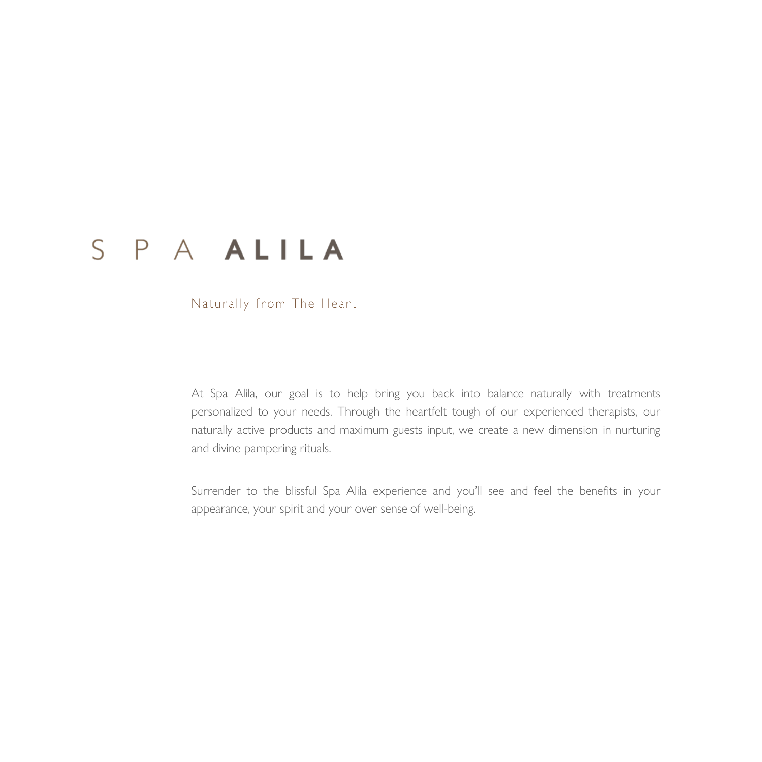# SPA ALILA

Naturally from The Heart

At Spa Alila, our goal is to help bring you back into balance naturally with treatments personalized to your needs. Through the heartfelt tough of our experienced therapists, our naturally active products and maximum guests input, we create a new dimension in nurturing and divine pampering rituals.

Surrender to the blissful Spa Alila experience and you'll see and feel the benefits in your appearance, your spirit and your over sense of well-being.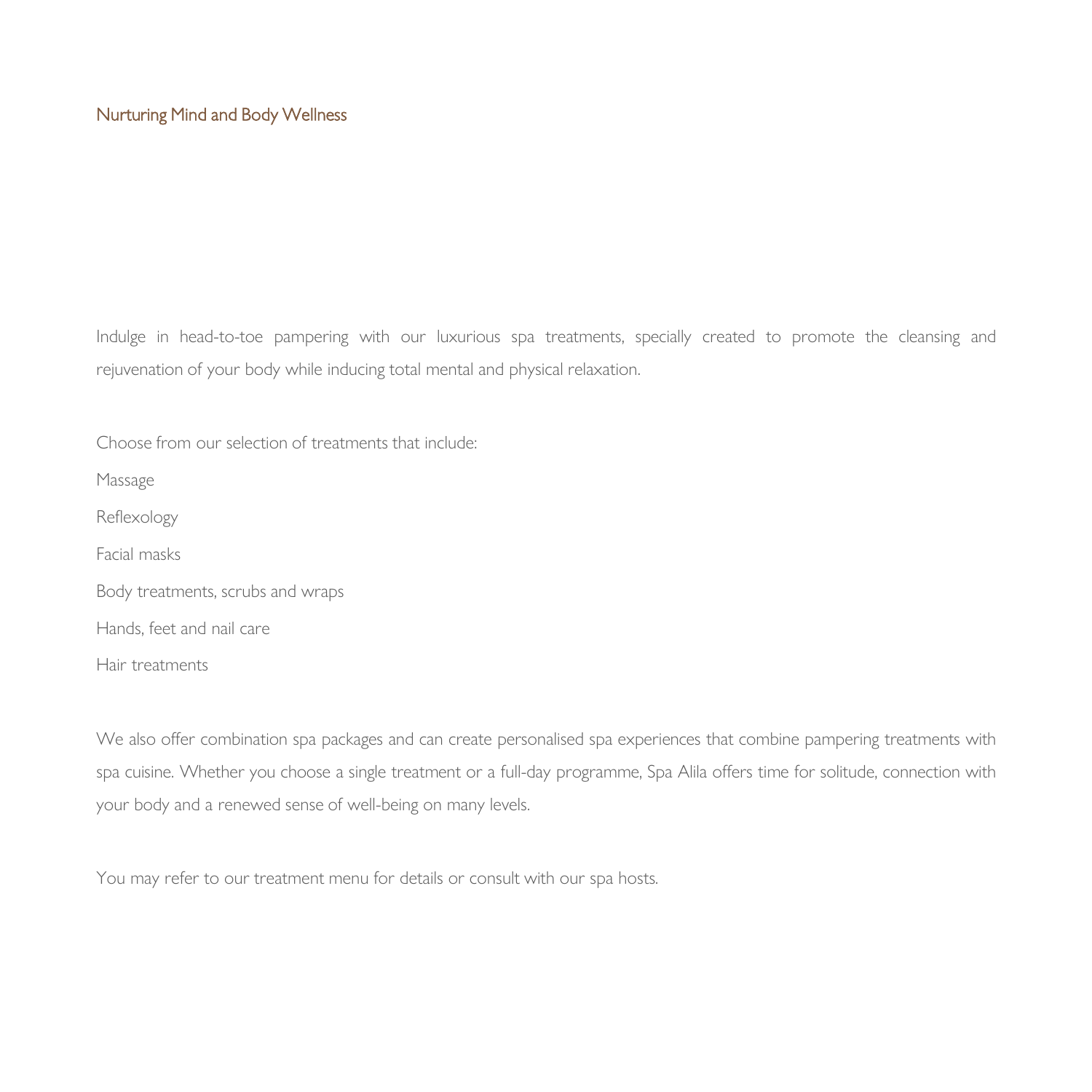## Nurturing Mind and Body Wellness

Indulge in head-to-toe pampering with our luxurious spa treatments, specially created to promote the cleansing and rejuvenation of your body while inducing total mental and physical relaxation.

Choose from our selection of treatments that include:

- Massage
- Reflexology
- Facial masks
- Body treatments, scrubs and wraps
- Hands, feet and nail care
- Hair treatments

We also offer combination spa packages and can create personalised spa experiences that combine pampering treatments with spa cuisine. Whether you choose a single treatment or a full-day programme, Spa Alila offers time for solitude, connection with your body and a renewed sense of well-being on many levels.

You may refer to our treatment menu for details or consult with our spa hosts.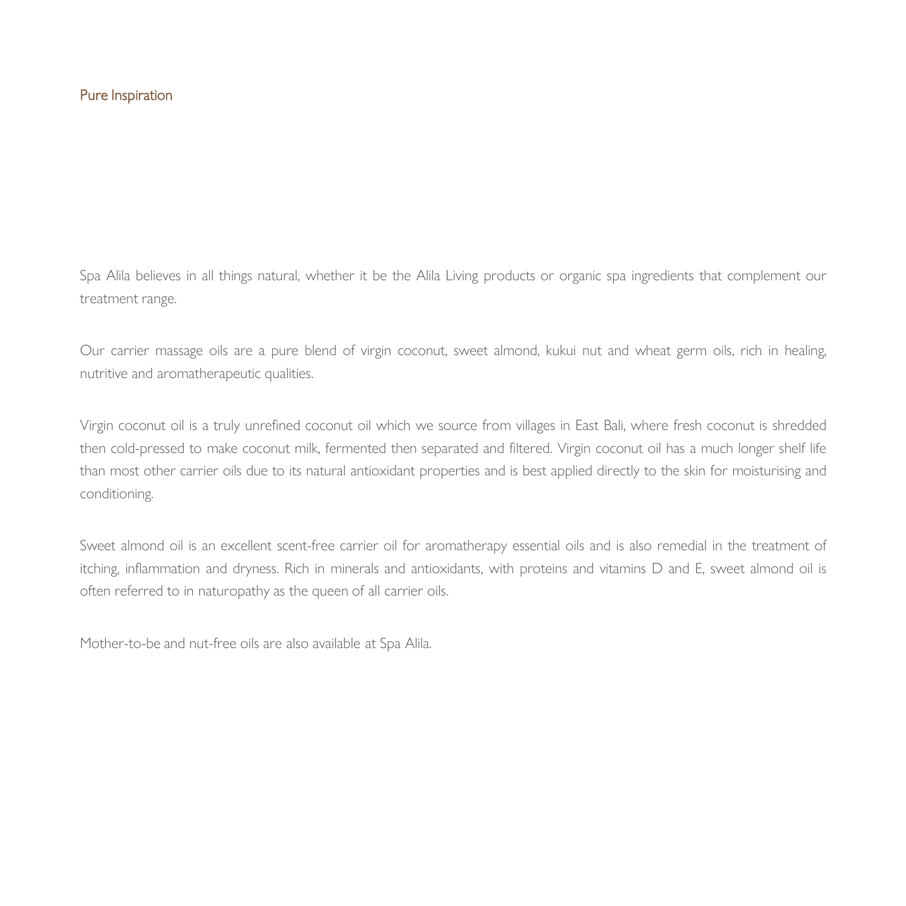## Pure Inspiration

Spa Alila believes in all things natural, whether it be the Alila Living products or organic spa ingredients that complement our treatment range.

Our carrier massage oils are a pure blend of virgin coconut, sweet almond, kukui nut and wheat germ oils, rich in healing, nutritive and aromatherapeutic qualities.

Virgin coconut oil is a truly unrefined coconut oil which we source from villages in East Bali, where fresh coconut is shredded then cold-pressed to make coconut milk, fermented then separated and filtered. Virgin coconut oil has a much longer shelf life than most other carrier oils due to its natural antioxidant properties and is best applied directly to the skin for moisturising and conditioning.

Sweet almond oil is an excellent scent-free carrier oil for aromatherapy essential oils and is also remedial in the treatment of itching, inflammation and dryness. Rich in minerals and antioxidants, with proteins and vitamins D and E, sweet almond oil is often referred to in naturopathy as the queen of all carrier oils.

Mother-to-be and nut-free oils are also available at Spa Alila.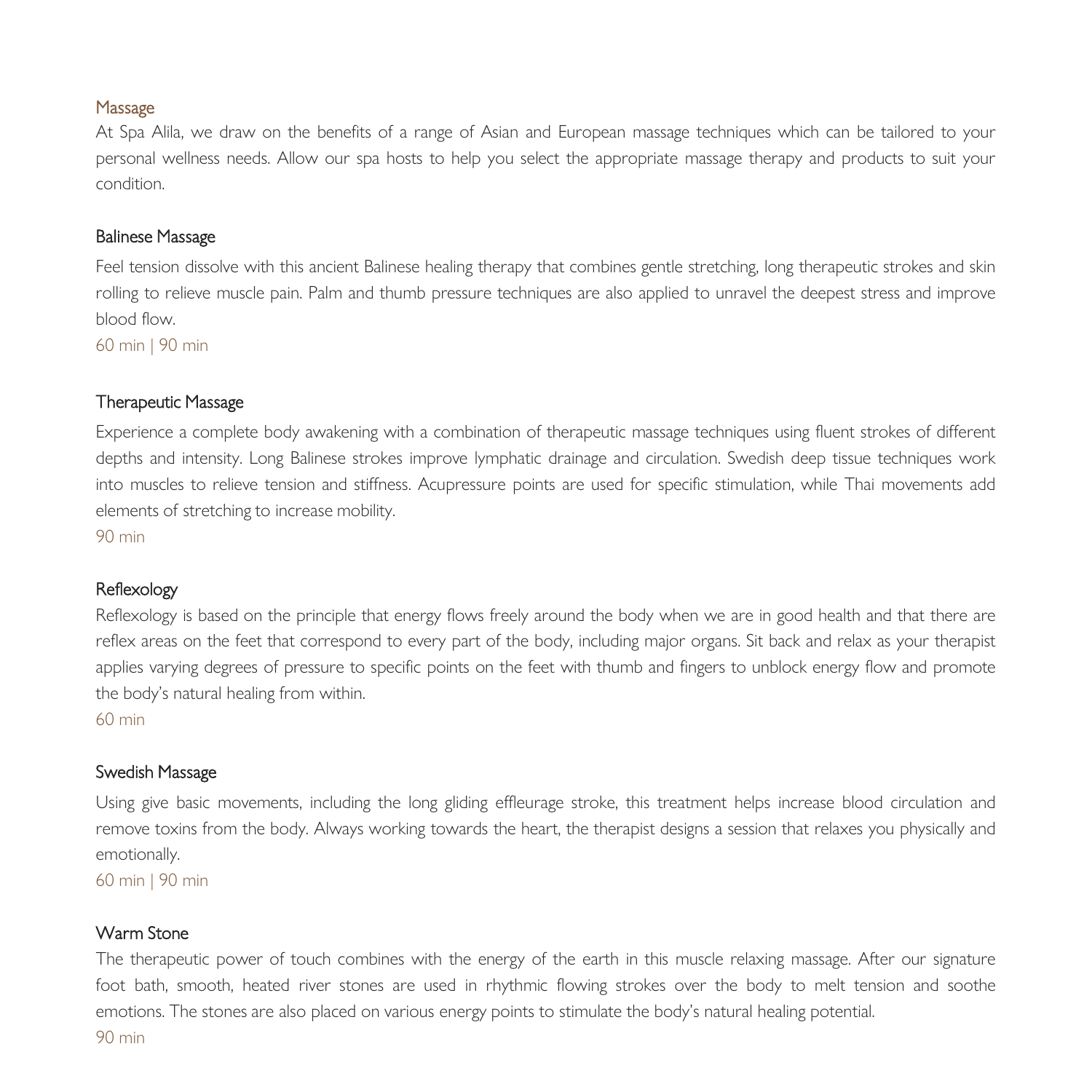## Massage

At Spa Alila, we draw on the benefits of a range of Asian and European massage techniques which can be tailored to your personal wellness needs. Allow our spa hosts to help you select the appropriate massage therapy and products to suit your condition.

### Balinese Massage

Feel tension dissolve with this ancient Balinese healing therapy that combines gentle stretching, long therapeutic strokes and skin rolling to relieve muscle pain. Palm and thumb pressure techniques are also applied to unravel the deepest stress and improve blood flow.

60 min | 90 min

### Therapeutic Massage

Experience a complete body awakening with a combination of therapeutic massage techniques using fluent strokes of different depths and intensity. Long Balinese strokes improve lymphatic drainage and circulation. Swedish deep tissue techniques work into muscles to relieve tension and stiffness. Acupressure points are used for specific stimulation, while Thai movements add elements of stretching to increase mobility.

90 min

### Reflexology

Reflexology is based on the principle that energy flows freely around the body when we are in good health and that there are reflex areas on the feet that correspond to every part of the body, including major organs. Sit back and relax as your therapist applies varying degrees of pressure to specific points on the feet with thumb and fingers to unblock energy flow and promote the body's natural healing from within.

60 min

### Swedish Massage

Using give basic movements, including the long gliding effleurage stroke, this treatment helps increase blood circulation and remove toxins from the body. Always working towards the heart, the therapist designs a session that relaxes you physically and emotionally.

60 min | 90 min

### Warm Stone

The therapeutic power of touch combines with the energy of the earth in this muscle relaxing massage. After our signature foot bath, smooth, heated river stones are used in rhythmic flowing strokes over the body to melt tension and soothe emotions. The stones are also placed on various energy points to stimulate the body's natural healing potential.

90 min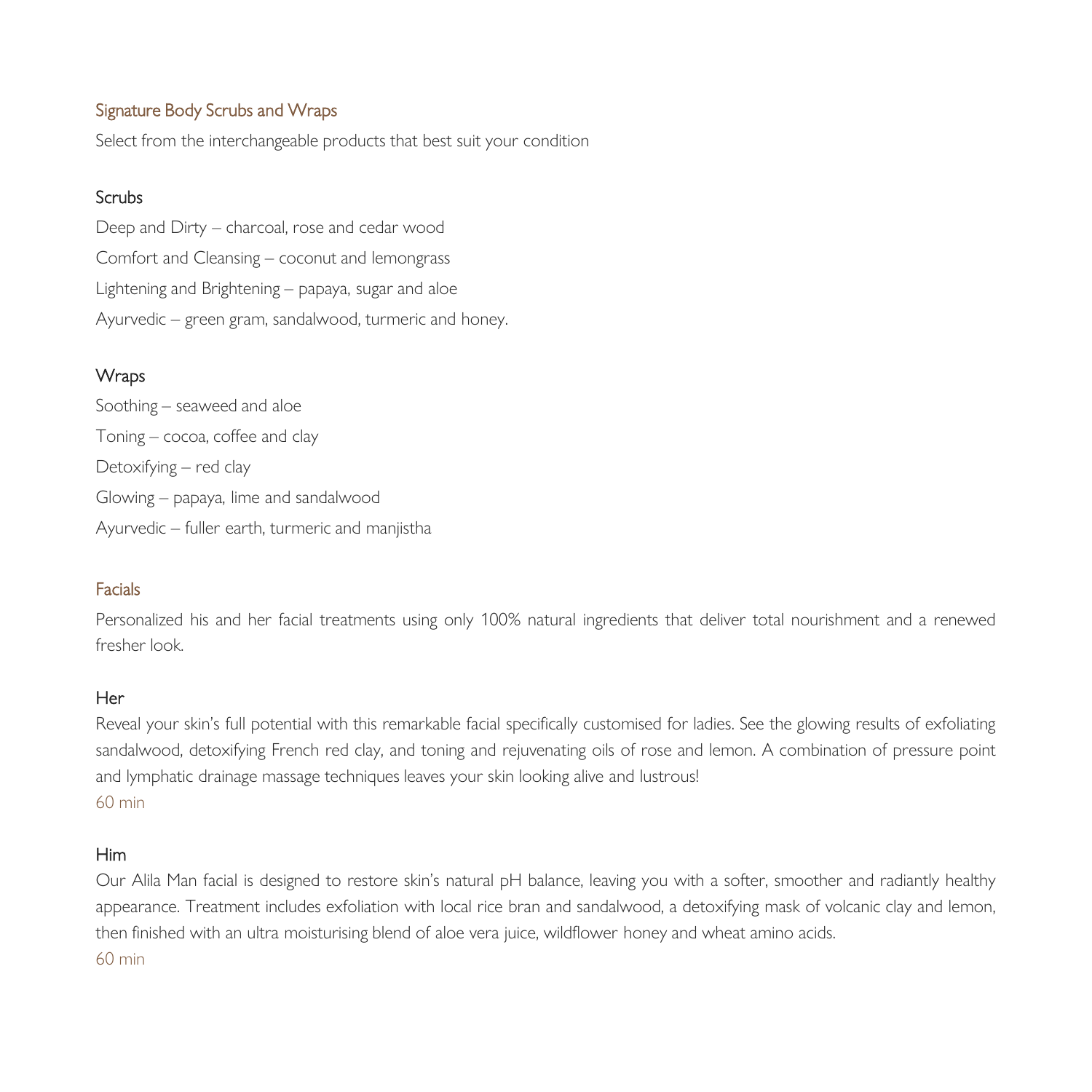## Signature Body Scrubs and Wraps

Select from the interchangeable products that best suit your condition

### Scrubs

Deep and Dirty – charcoal, rose and cedar wood

Comfort and Cleansing – coconut and lemongrass

Lightening and Brightening – papaya, sugar and aloe

Ayurvedic – green gram, sandalwood, turmeric and honey.

### Wraps

Soothing – seaweed and aloe

Toning – cocoa, coffee and clay

Detoxifying – red clay

Glowing – papaya, lime and sandalwood

Ayurvedic – fuller earth, turmeric and manjistha

## Facials

Personalized his and her facial treatments using only 100% natural ingredients that deliver total nourishment and a renewed fresher look.

### Her

Reveal your skin's full potential with this remarkable facial specifically customised for ladies. See the glowing results of exfoliating sandalwood, detoxifying French red clay, and toning and rejuvenating oils of rose and lemon. A combination of pressure point and lymphatic drainage massage techniques leaves your skin looking alive and lustrous!

60 min

### Him

Our Alila Man facial is designed to restore skin's natural pH balance, leaving you with a softer, smoother and radiantly healthy appearance. Treatment includes exfoliation with local rice bran and sandalwood, a detoxifying mask of volcanic clay and lemon, then finished with an ultra moisturising blend of aloe vera juice, wildflower honey and wheat amino acids.

60 min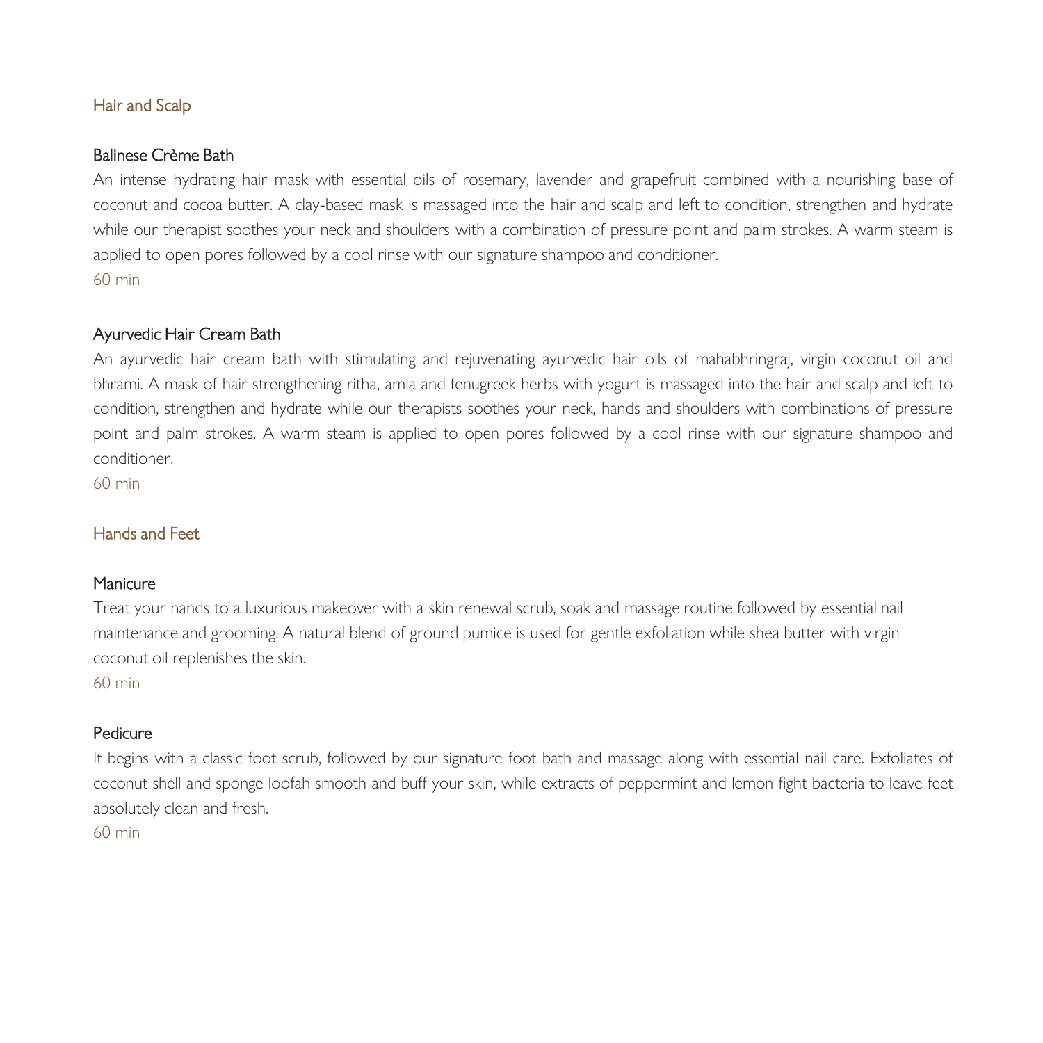## Hair and Scalp

### Balinese Crème Bath

An intense hydrating hair mask with essential oils of rosemary, lavender and grapefruit combined with a nourishing base of coconut and cocoa butter. A clay-based mask is massaged into the hair and scalp and left to condition, strengthen and hydrate while our therapist soothes your neck and shoulders with a combination of pressure point and palm strokes. A warm steam is applied to open pores followed by a cool rinse with our signature shampoo and conditioner.

60 min

### Ayurvedic Hair Cream Bath

An ayurvedic hair cream bath with stimulating and rejuvenating ayurvedic hair oils of mahabhringraj, virgin coconut oil and bhrami. A mask of hair strengthening ritha, amla and fenugreek herbs with yogurt is massaged into the hair and scalp and left to condition, strengthen and hydrate while our therapists soothes your neck, hands and shoulders with combinations of pressure point and palm strokes. A warm steam is applied to open pores followed by a cool rinse with our signature shampoo and conditioner.

60 min

## Hands and Feet

### Manicure

Treat your hands to a luxurious makeover with a skin renewal scrub, soak and massage routine followed by essential nail maintenance and grooming. A natural blend of ground pumice is used for gentle exfoliation while shea butter with virgin coconut oil replenishes the skin.

60 min

### Pedicure

It begins with a classic foot scrub, followed by our signature foot bath and massage along with essential nail care. Exfoliates of coconut shell and sponge loofah smooth and buff your skin, while extracts of peppermint and lemon fight bacteria to leave feet absolutely clean and fresh.

60 min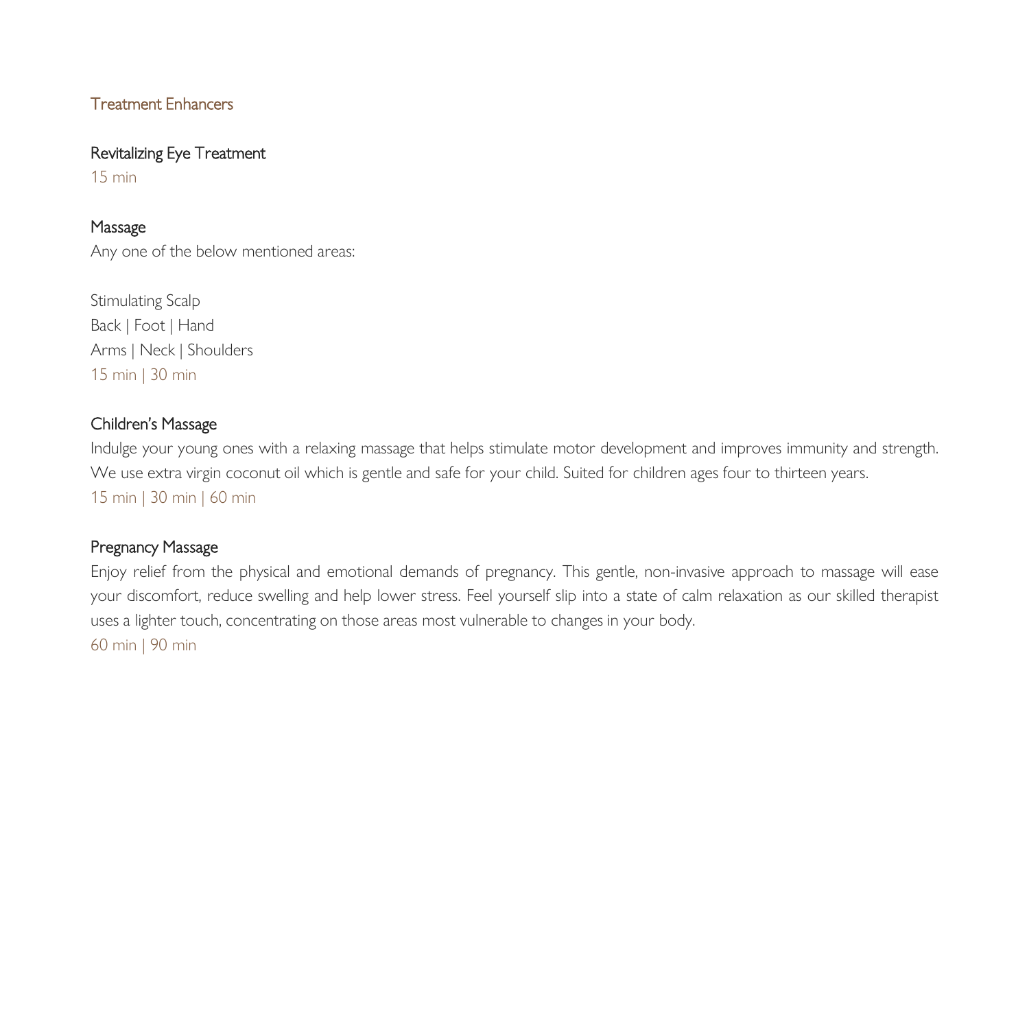## Treatment Enhancers

### Revitalizing Eye Treatment

15 min

### Massage

Any one of the below mentioned areas:

Stimulating Scalp
Back | Foot | Hand
Arms | Neck | Shoulders
15 min | 30 min

### Children's Massage

Indulge your young ones with a relaxing massage that helps stimulate motor development and improves immunity and strength. We use extra virgin coconut oil which is gentle and safe for your child. Suited for children ages four to thirteen years.

15 min | 30 min | 60 min

### Pregnancy Massage

Enjoy relief from the physical and emotional demands of pregnancy. This gentle, non-invasive approach to massage will ease your discomfort, reduce swelling and help lower stress. Feel yourself slip into a state of calm relaxation as our skilled therapist uses a lighter touch, concentrating on those areas most vulnerable to changes in your body.

60 min | 90 min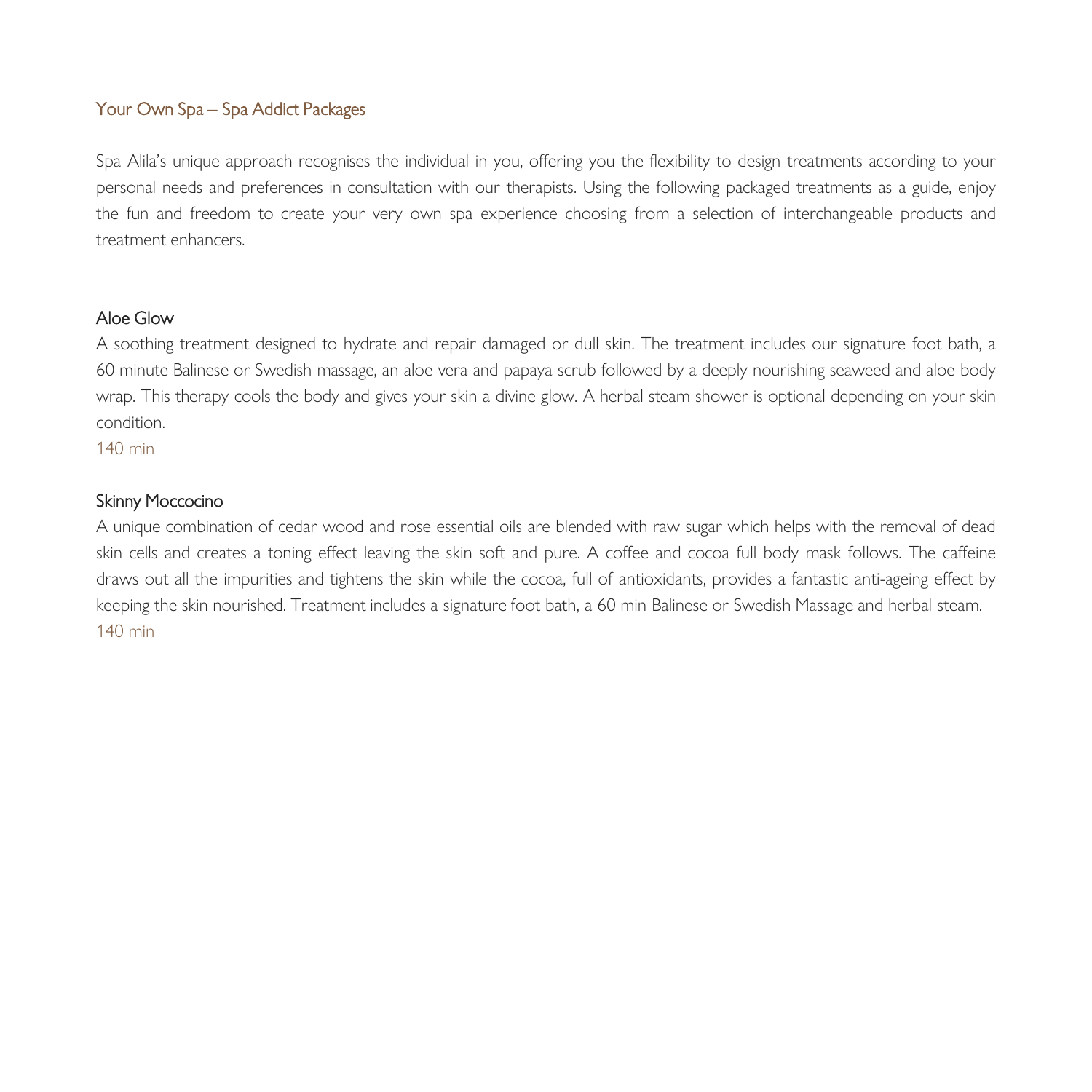## Your Own Spa – Spa Addict Packages

Spa Alila's unique approach recognises the individual in you, offering you the flexibility to design treatments according to your personal needs and preferences in consultation with our therapists. Using the following packaged treatments as a guide, enjoy the fun and freedom to create your very own spa experience choosing from a selection of interchangeable products and treatment enhancers.

### Aloe Glow

A soothing treatment designed to hydrate and repair damaged or dull skin. The treatment includes our signature foot bath, a 60 minute Balinese or Swedish massage, an aloe vera and papaya scrub followed by a deeply nourishing seaweed and aloe body wrap. This therapy cools the body and gives your skin a divine glow. A herbal steam shower is optional depending on your skin condition.

140 min

### Skinny Moccocino

A unique combination of cedar wood and rose essential oils are blended with raw sugar which helps with the removal of dead skin cells and creates a toning effect leaving the skin soft and pure. A coffee and cocoa full body mask follows. The caffeine draws out all the impurities and tightens the skin while the cocoa, full of antioxidants, provides a fantastic anti-ageing effect by keeping the skin nourished. Treatment includes a signature foot bath, a 60 min Balinese or Swedish Massage and herbal steam.

140 min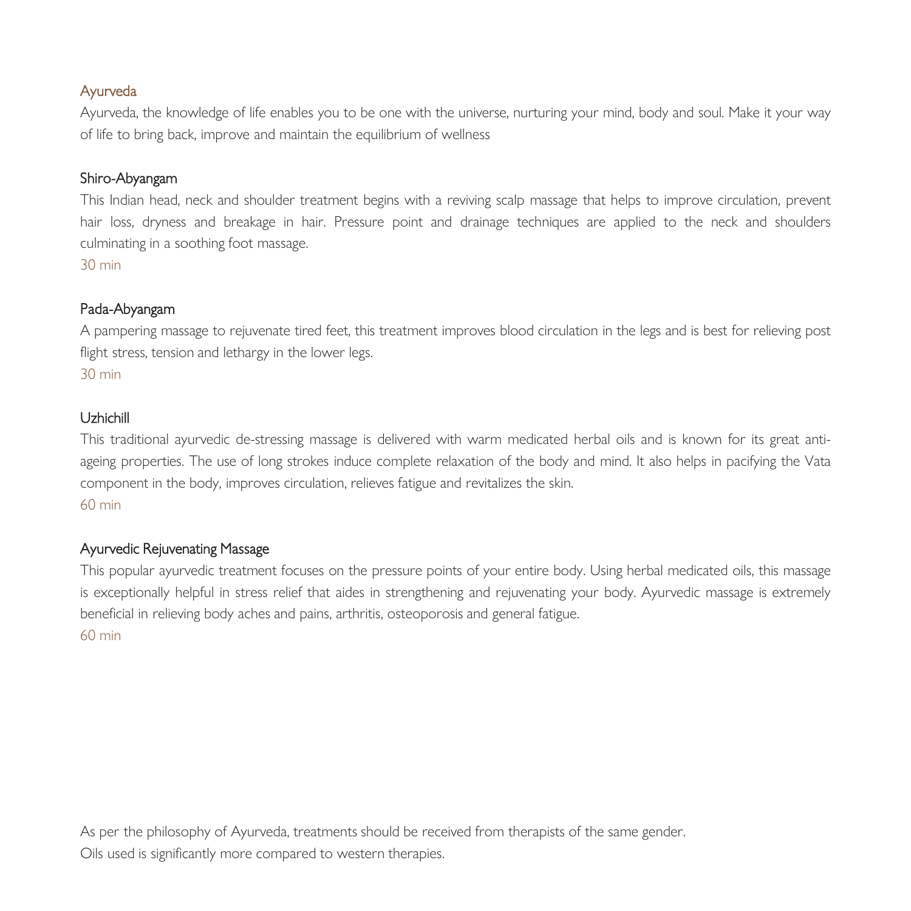## Ayurveda

Ayurveda, the knowledge of life enables you to be one with the universe, nurturing your mind, body and soul. Make it your way of life to bring back, improve and maintain the equilibrium of wellness

### Shiro-Abyangam

This Indian head, neck and shoulder treatment begins with a reviving scalp massage that helps to improve circulation, prevent hair loss, dryness and breakage in hair. Pressure point and drainage techniques are applied to the neck and shoulders culminating in a soothing foot massage.

30 min

### Pada-Abyangam

A pampering massage to rejuvenate tired feet, this treatment improves blood circulation in the legs and is best for relieving post flight stress, tension and lethargy in the lower legs.

30 min

### Uzhichill

This traditional ayurvedic de-stressing massage is delivered with warm medicated herbal oils and is known for its great anti-ageing properties. The use of long strokes induce complete relaxation of the body and mind. It also helps in pacifying the Vata component in the body, improves circulation, relieves fatigue and revitalizes the skin.

60 min

### Ayurvedic Rejuvenating Massage

This popular ayurvedic treatment focuses on the pressure points of your entire body. Using herbal medicated oils, this massage is exceptionally helpful in stress relief that aides in strengthening and rejuvenating your body. Ayurvedic massage is extremely beneficial in relieving body aches and pains, arthritis, osteoporosis and general fatigue.

60 min

As per the philosophy of Ayurveda, treatments should be received from therapists of the same gender.
Oils used is significantly more compared to western therapies.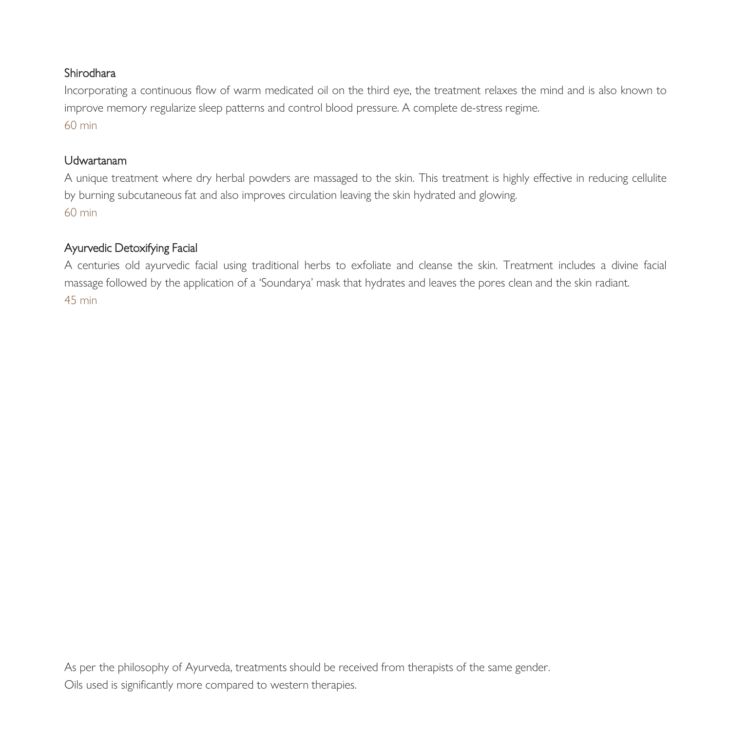### Shirodhara

Incorporating a continuous flow of warm medicated oil on the third eye, the treatment relaxes the mind and is also known to improve memory regularize sleep patterns and control blood pressure. A complete de-stress regime.
60 min

### Udwartanam

A unique treatment where dry herbal powders are massaged to the skin. This treatment is highly effective in reducing cellulite by burning subcutaneous fat and also improves circulation leaving the skin hydrated and glowing.
60 min

### Ayurvedic Detoxifying Facial

A centuries old ayurvedic facial using traditional herbs to exfoliate and cleanse the skin. Treatment includes a divine facial massage followed by the application of a 'Soundarya' mask that hydrates and leaves the pores clean and the skin radiant.
45 min

As per the philosophy of Ayurveda, treatments should be received from therapists of the same gender.
Oils used is significantly more compared to western therapies.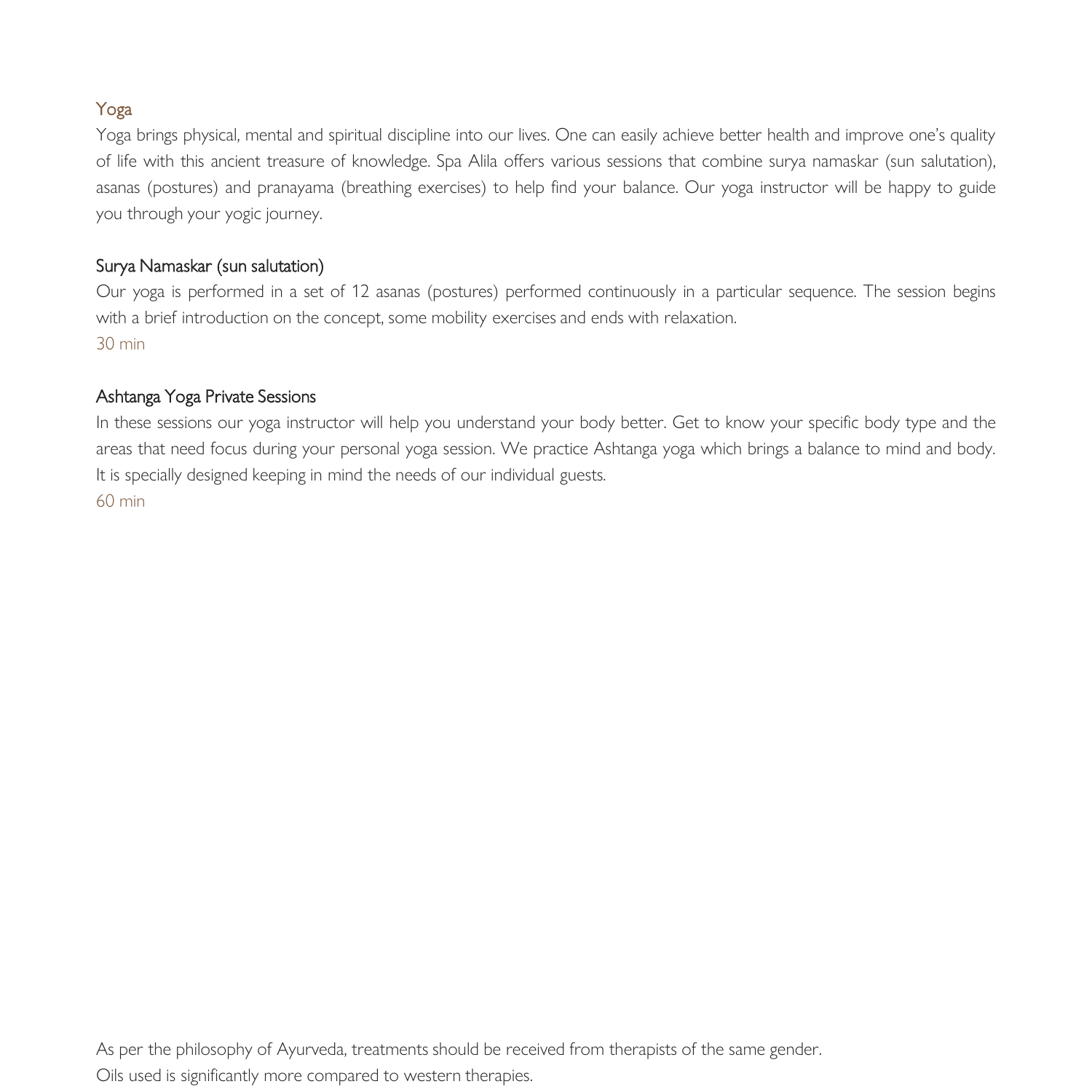## Yoga

Yoga brings physical, mental and spiritual discipline into our lives. One can easily achieve better health and improve one's quality of life with this ancient treasure of knowledge. Spa Alila offers various sessions that combine surya namaskar (sun salutation), asanas (postures) and pranayama (breathing exercises) to help find your balance. Our yoga instructor will be happy to guide you through your yogic journey.

### Surya Namaskar (sun salutation)

Our yoga is performed in a set of 12 asanas (postures) performed continuously in a particular sequence. The session begins with a brief introduction on the concept, some mobility exercises and ends with relaxation.

30 min

### Ashtanga Yoga Private Sessions

In these sessions our yoga instructor will help you understand your body better. Get to know your specific body type and the areas that need focus during your personal yoga session. We practice Ashtanga yoga which brings a balance to mind and body. It is specially designed keeping in mind the needs of our individual guests.

60 min

As per the philosophy of Ayurveda, treatments should be received from therapists of the same gender.

Oils used is significantly more compared to western therapies.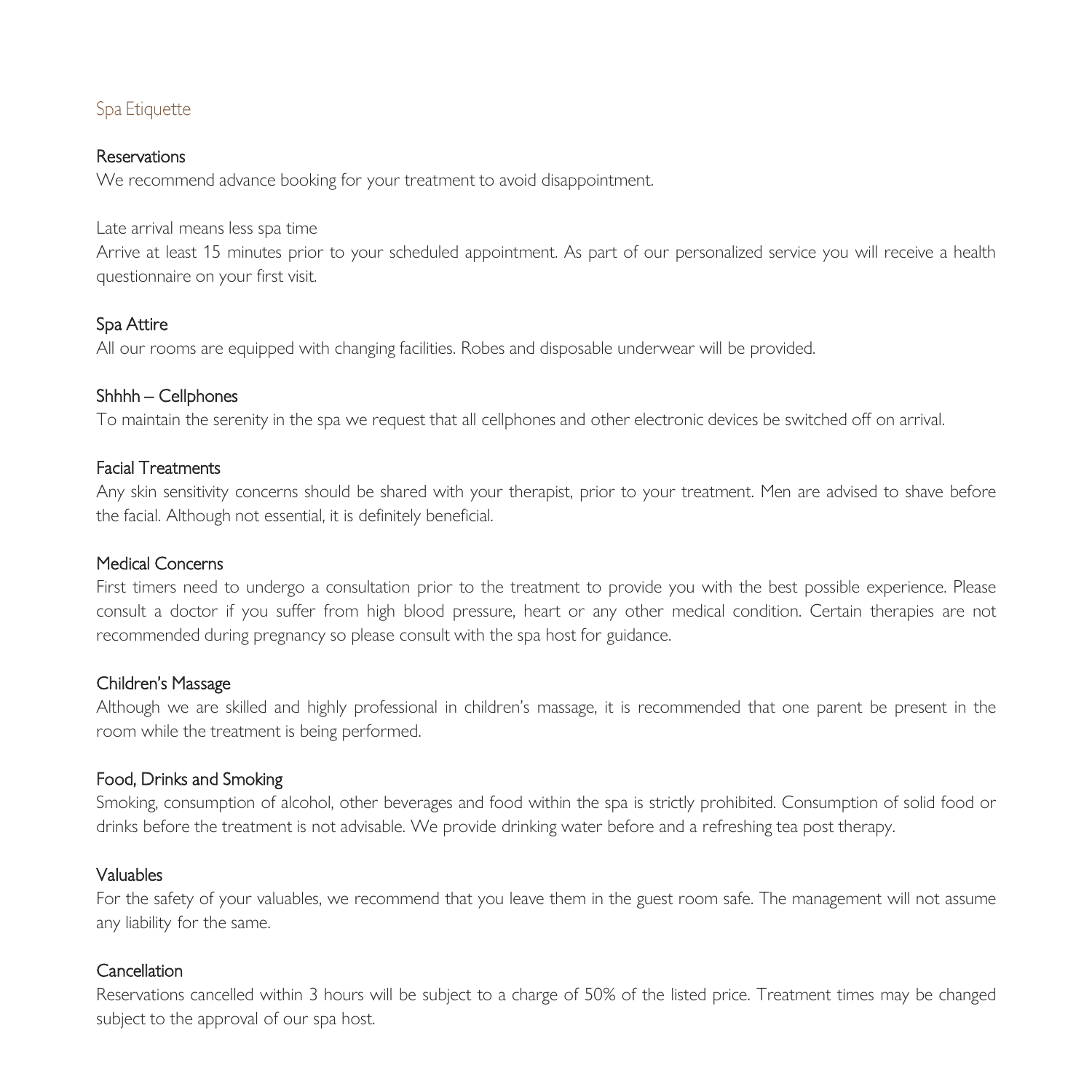# Spa Etiquette

### Reservations

We recommend advance booking for your treatment to avoid disappointment.

Late arrival means less spa time

Arrive at least 15 minutes prior to your scheduled appointment. As part of our personalized service you will receive a health questionnaire on your first visit.

### Spa Attire

All our rooms are equipped with changing facilities. Robes and disposable underwear will be provided.

### Shhhh – Cellphones

To maintain the serenity in the spa we request that all cellphones and other electronic devices be switched off on arrival.

### Facial Treatments

Any skin sensitivity concerns should be shared with your therapist, prior to your treatment. Men are advised to shave before the facial. Although not essential, it is definitely beneficial.

### Medical Concerns

First timers need to undergo a consultation prior to the treatment to provide you with the best possible experience. Please consult a doctor if you suffer from high blood pressure, heart or any other medical condition. Certain therapies are not recommended during pregnancy so please consult with the spa host for guidance.

### Children's Massage

Although we are skilled and highly professional in children's massage, it is recommended that one parent be present in the room while the treatment is being performed.

### Food, Drinks and Smoking

Smoking, consumption of alcohol, other beverages and food within the spa is strictly prohibited. Consumption of solid food or drinks before the treatment is not advisable. We provide drinking water before and a refreshing tea post therapy.

### Valuables

For the safety of your valuables, we recommend that you leave them in the guest room safe. The management will not assume any liability for the same.

### Cancellation

Reservations cancelled within 3 hours will be subject to a charge of 50% of the listed price. Treatment times may be changed subject to the approval of our spa host.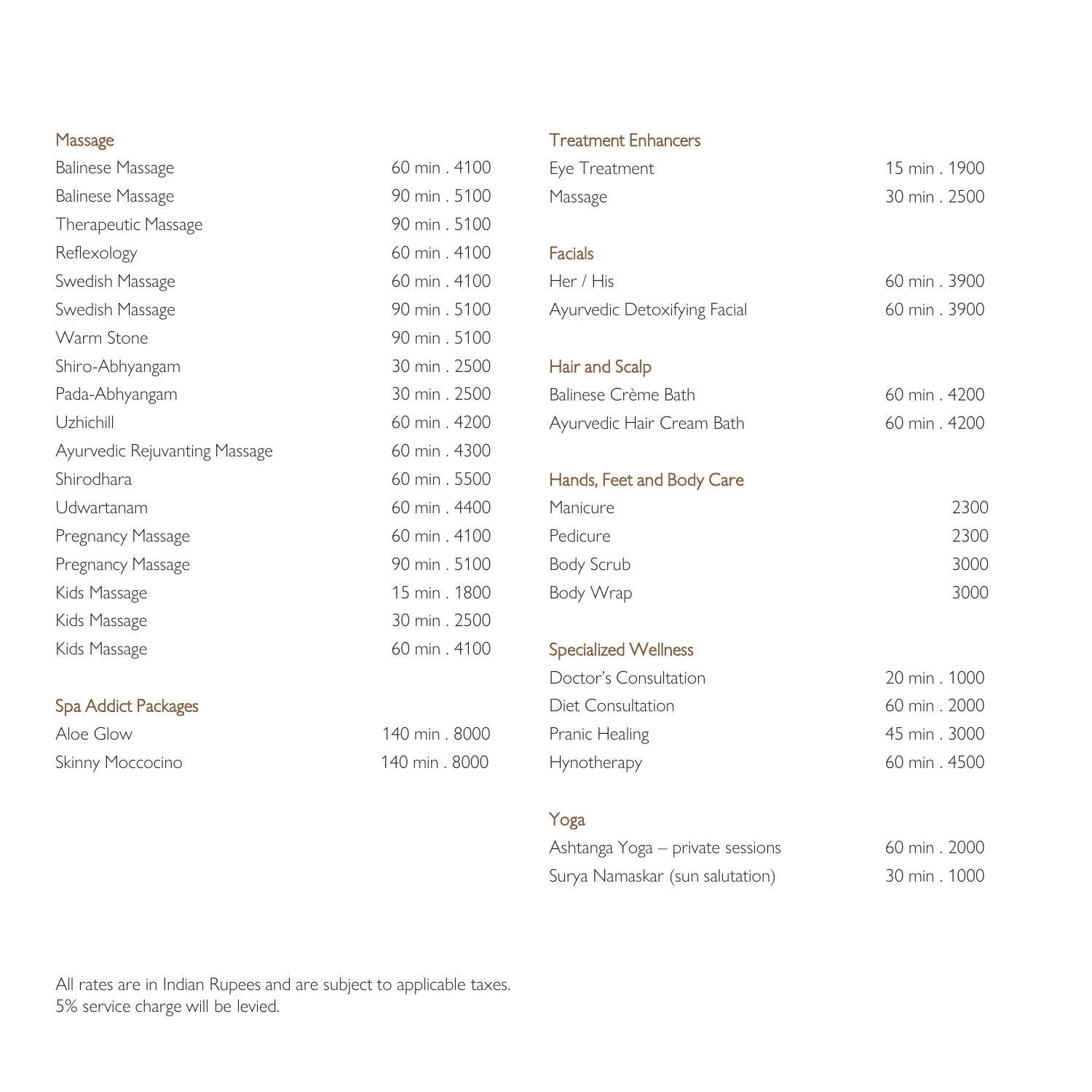## Massage

| Treatment | Duration . Price |
| --- | --- |
| Balinese Massage | 60 min . 4100 |
| Balinese Massage | 90 min . 5100 |
| Therapeutic Massage | 90 min . 5100 |
| Reflexology | 60 min . 4100 |
| Swedish Massage | 60 min . 4100 |
| Swedish Massage | 90 min . 5100 |
| Warm Stone | 90 min . 5100 |
| Shiro-Abhyangam | 30 min . 2500 |
| Pada-Abhyangam | 30 min . 2500 |
| Uzhichill | 60 min . 4200 |
| Ayurvedic Rejuvanting Massage | 60 min . 4300 |
| Shirodhara | 60 min . 5500 |
| Udwartanam | 60 min . 4400 |
| Pregnancy Massage | 60 min . 4100 |
| Pregnancy Massage | 90 min . 5100 |
| Kids Massage | 15 min . 1800 |
| Kids Massage | 30 min . 2500 |
| Kids Massage | 60 min . 4100 |

## Spa Addict Packages

| Treatment | Duration . Price |
| --- | --- |
| Aloe Glow | 140 min . 8000 |
| Skinny Moccocino | 140 min . 8000 |

## Treatment Enhancers

| Treatment | Duration . Price |
| --- | --- |
| Eye Treatment | 15 min . 1900 |
| Massage | 30 min . 2500 |

## Facials

| Treatment | Duration . Price |
| --- | --- |
| Her / His | 60 min . 3900 |
| Ayurvedic Detoxifying Facial | 60 min . 3900 |

## Hair and Scalp

| Treatment | Duration . Price |
| --- | --- |
| Balinese Crème Bath | 60 min . 4200 |
| Ayurvedic Hair Cream Bath | 60 min . 4200 |

## Hands, Feet and Body Care

| Treatment | Price |
| --- | --- |
| Manicure | 2300 |
| Pedicure | 2300 |
| Body Scrub | 3000 |
| Body Wrap | 3000 |

## Specialized Wellness

| Treatment | Duration . Price |
| --- | --- |
| Doctor's Consultation | 20 min . 1000 |
| Diet Consultation | 60 min . 2000 |
| Pranic Healing | 45 min . 3000 |
| Hynotherapy | 60 min . 4500 |

## Yoga

| Treatment | Duration . Price |
| --- | --- |
| Ashtanga Yoga – private sessions | 60 min . 2000 |
| Surya Namaskar (sun salutation) | 30 min . 1000 |

All rates are in Indian Rupees and are subject to applicable taxes.
5% service charge will be levied.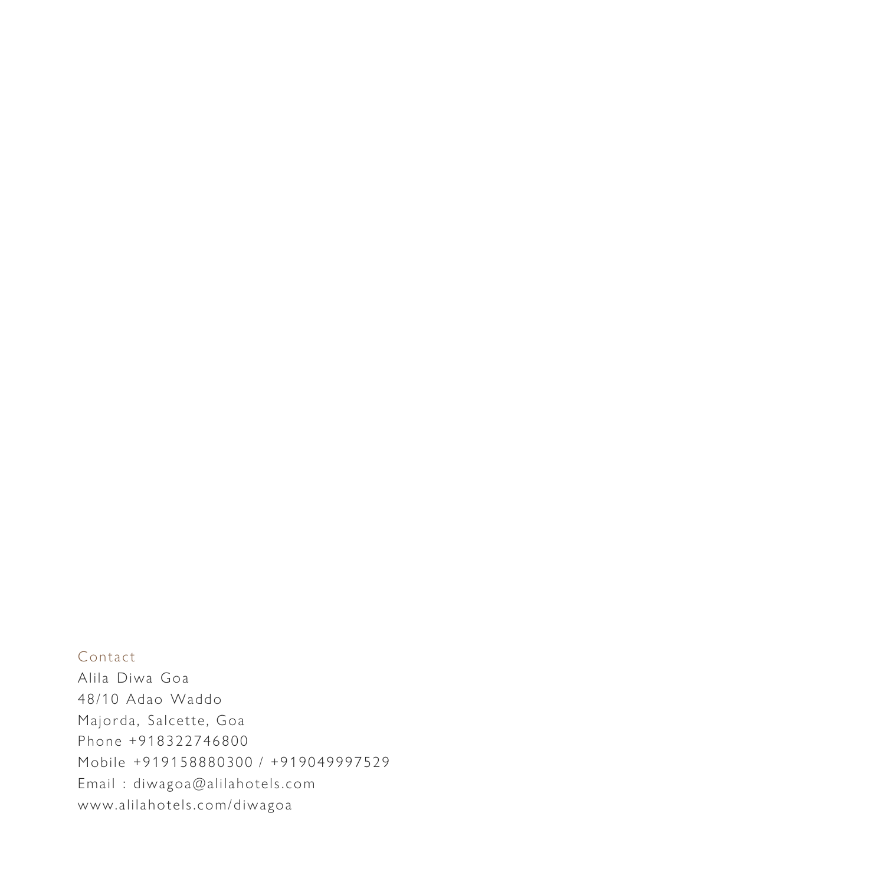Contact

Alila Diwa Goa
48/10 Adao Waddo
Majorda, Salcette, Goa
Phone +918322746800
Mobile +919158880300 / +919049997529
Email : diwagoa@alilahotels.com
www.alilahotels.com/diwagoa